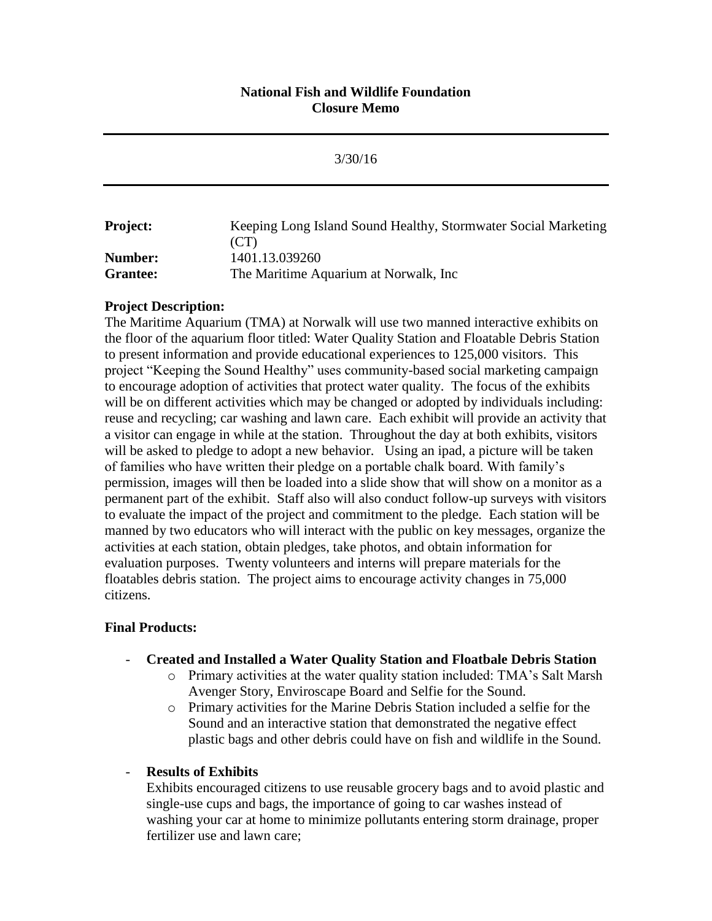**National Fish and Wildlife Foundation**
**Closure Memo**

---

3/30/16

---

**Project:** Keeping Long Island Sound Healthy, Stormwater Social Marketing (CT)
**Number:** 1401.13.039260
**Grantee:** The Maritime Aquarium at Norwalk, Inc

**Project Description:**
The Maritime Aquarium (TMA) at Norwalk will use two manned interactive exhibits on the floor of the aquarium floor titled: Water Quality Station and Floatable Debris Station to present information and provide educational experiences to 125,000 visitors. This project "Keeping the Sound Healthy" uses community-based social marketing campaign to encourage adoption of activities that protect water quality. The focus of the exhibits will be on different activities which may be changed or adopted by individuals including: reuse and recycling; car washing and lawn care. Each exhibit will provide an activity that a visitor can engage in while at the station. Throughout the day at both exhibits, visitors will be asked to pledge to adopt a new behavior. Using an ipad, a picture will be taken of families who have written their pledge on a portable chalk board. With family's permission, images will then be loaded into a slide show that will show on a monitor as a permanent part of the exhibit. Staff also will also conduct follow-up surveys with visitors to evaluate the impact of the project and commitment to the pledge. Each station will be manned by two educators who will interact with the public on key messages, organize the activities at each station, obtain pledges, take photos, and obtain information for evaluation purposes. Twenty volunteers and interns will prepare materials for the floatables debris station. The project aims to encourage activity changes in 75,000 citizens.

**Final Products:**

- **Created and Installed a Water Quality Station and Floatbale Debris Station**
  - Primary activities at the water quality station included: TMA's Salt Marsh Avenger Story, Enviroscape Board and Selfie for the Sound.
  - Primary activities for the Marine Debris Station included a selfie for the Sound and an interactive station that demonstrated the negative effect plastic bags and other debris could have on fish and wildlife in the Sound.

- **Results of Exhibits**
  Exhibits encouraged citizens to use reusable grocery bags and to avoid plastic and single-use cups and bags, the importance of going to car washes instead of washing your car at home to minimize pollutants entering storm drainage, proper fertilizer use and lawn care;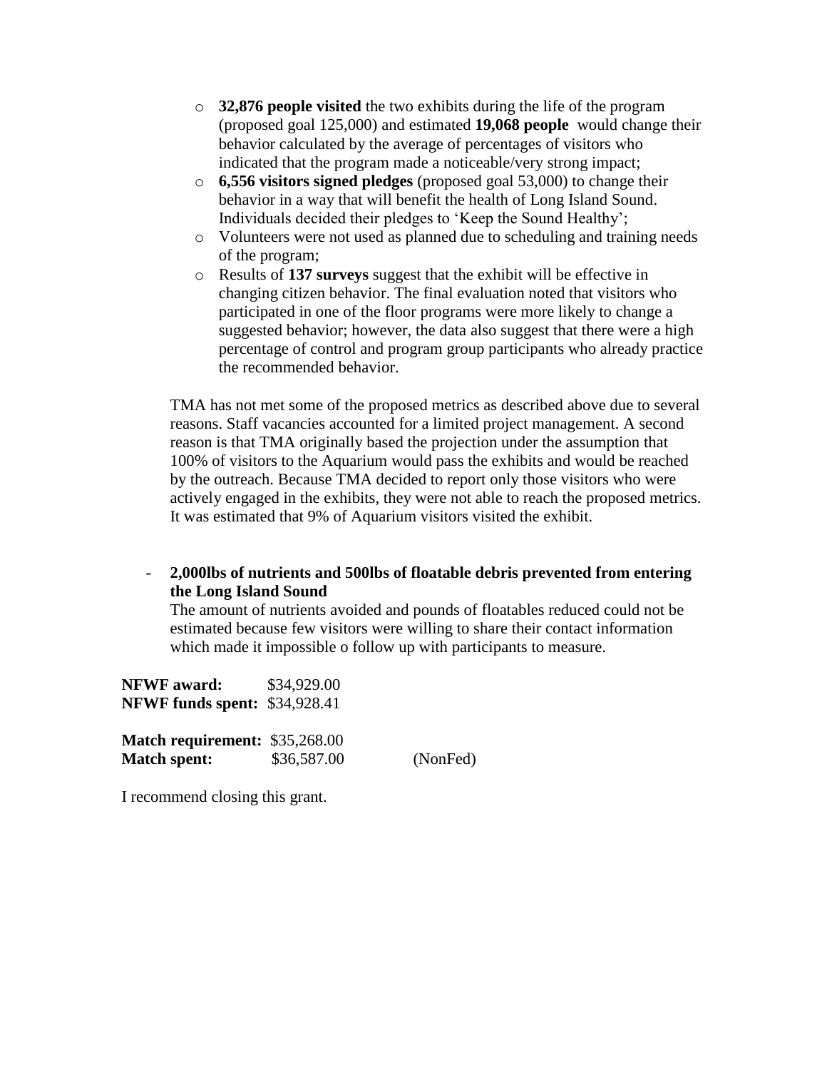- **32,876 people visited** the two exhibits during the life of the program (proposed goal 125,000) and estimated **19,068 people** would change their behavior calculated by the average of percentages of visitors who indicated that the program made a noticeable/very strong impact;
  - **6,556 visitors signed pledges** (proposed goal 53,000) to change their behavior in a way that will benefit the health of Long Island Sound. Individuals decided their pledges to 'Keep the Sound Healthy';
  - Volunteers were not used as planned due to scheduling and training needs of the program;
  - Results of **137 surveys** suggest that the exhibit will be effective in changing citizen behavior. The final evaluation noted that visitors who participated in one of the floor programs were more likely to change a suggested behavior; however, the data also suggest that there were a high percentage of control and program group participants who already practice the recommended behavior.

  TMA has not met some of the proposed metrics as described above due to several reasons. Staff vacancies accounted for a limited project management. A second reason is that TMA originally based the projection under the assumption that 100% of visitors to the Aquarium would pass the exhibits and would be reached by the outreach. Because TMA decided to report only those visitors who were actively engaged in the exhibits, they were not able to reach the proposed metrics. It was estimated that 9% of Aquarium visitors visited the exhibit.

- **2,000lbs of nutrients and 500lbs of floatable debris prevented from entering the Long Island Sound**

  The amount of nutrients avoided and pounds of floatables reduced could not be estimated because few visitors were willing to share their contact information which made it impossible o follow up with participants to measure.

**NFWF award:** $34,929.00
**NFWF funds spent:** $34,928.41

**Match requirement:** $35,268.00
**Match spent:** $36,587.00 (NonFed)

I recommend closing this grant.